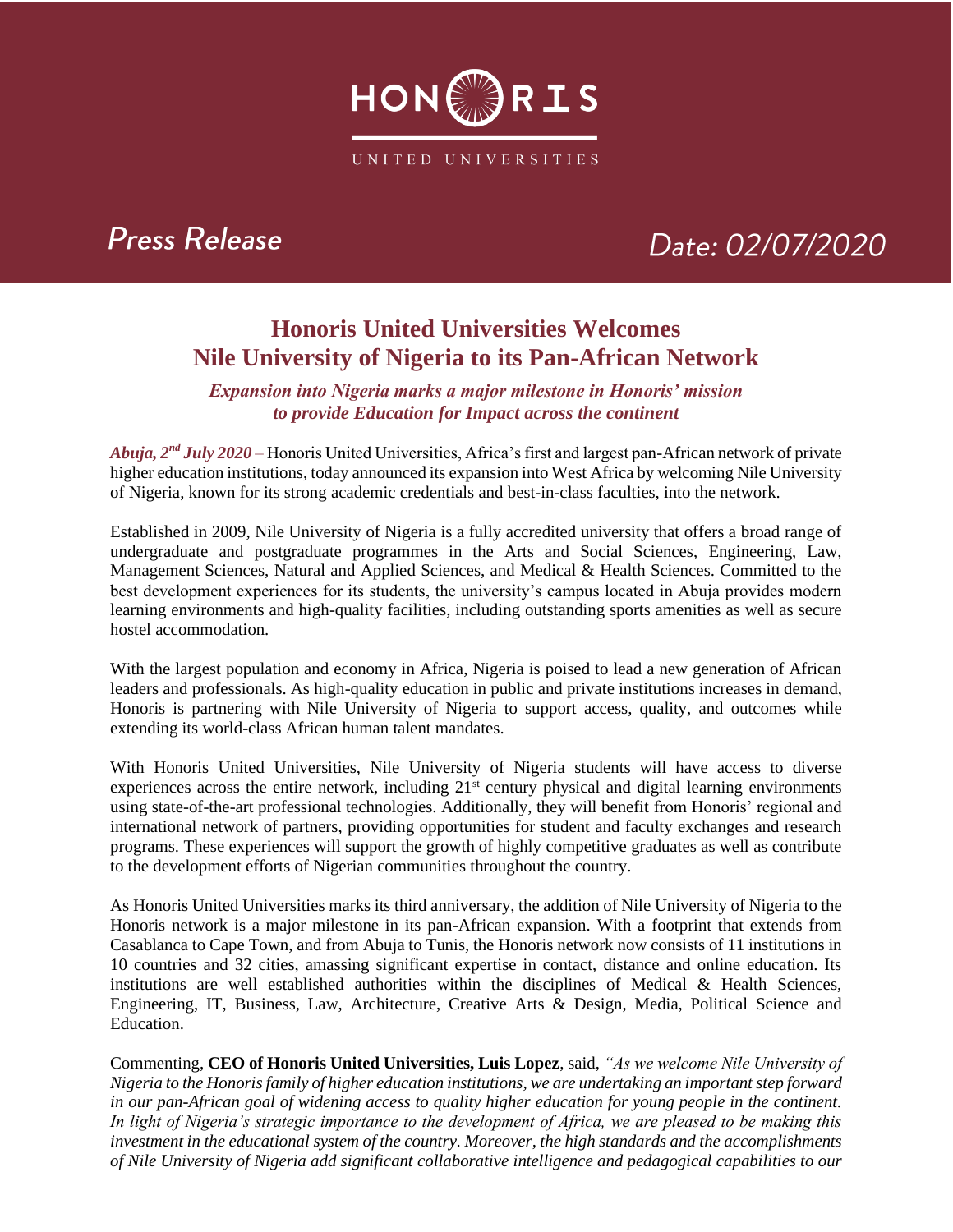HONORIS

UNITED UNIVERSITIES

Press Release

Date: 02/07/2020

# Honoris United Universities Welcomes Nile University of Nigeria to its Pan-African Network

***Expansion into Nigeria marks a major milestone in Honoris' mission to provide Education for Impact across the continent***

***Abuja, 2nd July 2020*** – Honoris United Universities, Africa's first and largest pan-African network of private higher education institutions, today announced its expansion into West Africa by welcoming Nile University of Nigeria, known for its strong academic credentials and best-in-class faculties, into the network.

Established in 2009, Nile University of Nigeria is a fully accredited university that offers a broad range of undergraduate and postgraduate programmes in the Arts and Social Sciences, Engineering, Law, Management Sciences, Natural and Applied Sciences, and Medical & Health Sciences. Committed to the best development experiences for its students, the university's campus located in Abuja provides modern learning environments and high-quality facilities, including outstanding sports amenities as well as secure hostel accommodation.

With the largest population and economy in Africa, Nigeria is poised to lead a new generation of African leaders and professionals. As high-quality education in public and private institutions increases in demand, Honoris is partnering with Nile University of Nigeria to support access, quality, and outcomes while extending its world-class African human talent mandates.

With Honoris United Universities, Nile University of Nigeria students will have access to diverse experiences across the entire network, including 21st century physical and digital learning environments using state-of-the-art professional technologies. Additionally, they will benefit from Honoris' regional and international network of partners, providing opportunities for student and faculty exchanges and research programs. These experiences will support the growth of highly competitive graduates as well as contribute to the development efforts of Nigerian communities throughout the country.

As Honoris United Universities marks its third anniversary, the addition of Nile University of Nigeria to the Honoris network is a major milestone in its pan-African expansion. With a footprint that extends from Casablanca to Cape Town, and from Abuja to Tunis, the Honoris network now consists of 11 institutions in 10 countries and 32 cities, amassing significant expertise in contact, distance and online education. Its institutions are well established authorities within the disciplines of Medical & Health Sciences, Engineering, IT, Business, Law, Architecture, Creative Arts & Design, Media, Political Science and Education.

Commenting, **CEO of Honoris United Universities, Luis Lopez**, said, *"As we welcome Nile University of Nigeria to the Honoris family of higher education institutions, we are undertaking an important step forward in our pan-African goal of widening access to quality higher education for young people in the continent. In light of Nigeria's strategic importance to the development of Africa, we are pleased to be making this investment in the educational system of the country. Moreover, the high standards and the accomplishments of Nile University of Nigeria add significant collaborative intelligence and pedagogical capabilities to our*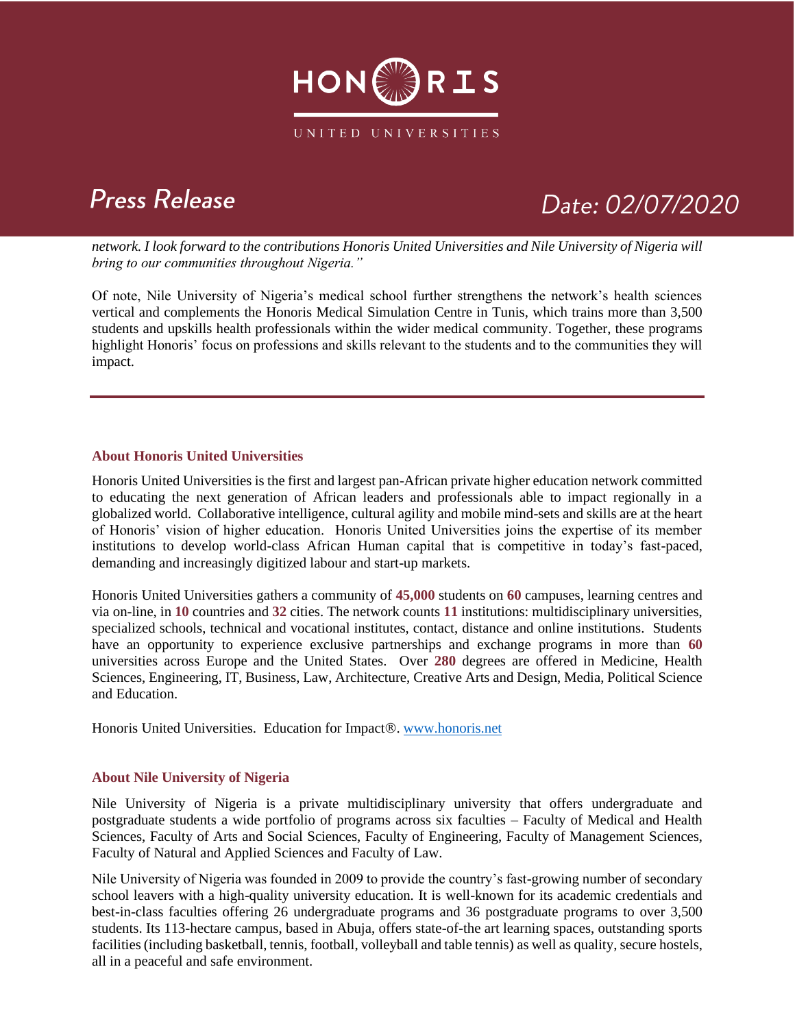*network. I look forward to the contributions Honoris United Universities and Nile University of Nigeria will bring to our communities throughout Nigeria."*

Of note, Nile University of Nigeria's medical school further strengthens the network's health sciences vertical and complements the Honoris Medical Simulation Centre in Tunis, which trains more than 3,500 students and upskills health professionals within the wider medical community. Together, these programs highlight Honoris' focus on professions and skills relevant to the students and to the communities they will impact.

---

### About Honoris United Universities

Honoris United Universities is the first and largest pan-African private higher education network committed to educating the next generation of African leaders and professionals able to impact regionally in a globalized world. Collaborative intelligence, cultural agility and mobile mind-sets and skills are at the heart of Honoris' vision of higher education. Honoris United Universities joins the expertise of its member institutions to develop world-class African Human capital that is competitive in today's fast-paced, demanding and increasingly digitized labour and start-up markets.

Honoris United Universities gathers a community of **45,000** students on **60** campuses, learning centres and via on-line, in **10** countries and **32** cities. The network counts **11** institutions: multidisciplinary universities, specialized schools, technical and vocational institutes, contact, distance and online institutions. Students have an opportunity to experience exclusive partnerships and exchange programs in more than **60** universities across Europe and the United States. Over **280** degrees are offered in Medicine, Health Sciences, Engineering, IT, Business, Law, Architecture, Creative Arts and Design, Media, Political Science and Education.

Honoris United Universities. Education for Impact®. [www.honoris.net](http://www.honoris.net)

### About Nile University of Nigeria

Nile University of Nigeria is a private multidisciplinary university that offers undergraduate and postgraduate students a wide portfolio of programs across six faculties – Faculty of Medical and Health Sciences, Faculty of Arts and Social Sciences, Faculty of Engineering, Faculty of Management Sciences, Faculty of Natural and Applied Sciences and Faculty of Law.

Nile University of Nigeria was founded in 2009 to provide the country's fast-growing number of secondary school leavers with a high-quality university education. It is well-known for its academic credentials and best-in-class faculties offering 26 undergraduate programs and 36 postgraduate programs to over 3,500 students. Its 113-hectare campus, based in Abuja, offers state-of-the art learning spaces, outstanding sports facilities (including basketball, tennis, football, volleyball and table tennis) as well as quality, secure hostels, all in a peaceful and safe environment.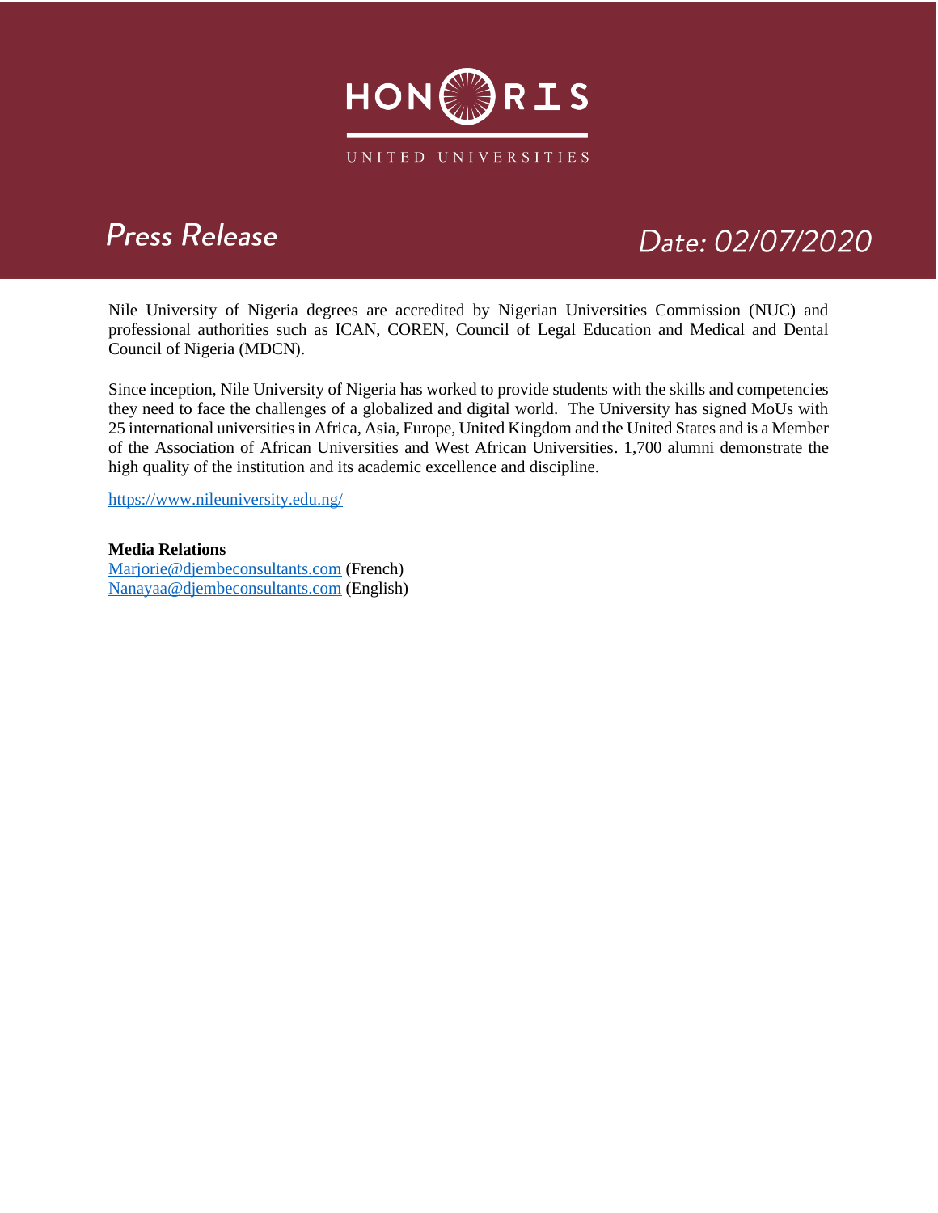Nile University of Nigeria degrees are accredited by Nigerian Universities Commission (NUC) and professional authorities such as ICAN, COREN, Council of Legal Education and Medical and Dental Council of Nigeria (MDCN).

Since inception, Nile University of Nigeria has worked to provide students with the skills and competencies they need to face the challenges of a globalized and digital world. The University has signed MoUs with 25 international universities in Africa, Asia, Europe, United Kingdom and the United States and is a Member of the Association of African Universities and West African Universities. 1,700 alumni demonstrate the high quality of the institution and its academic excellence and discipline.

https://www.nileuniversity.edu.ng/

**Media Relations**
Marjorie@djembeconsultants.com (French)
Nanayaa@djembeconsultants.com (English)